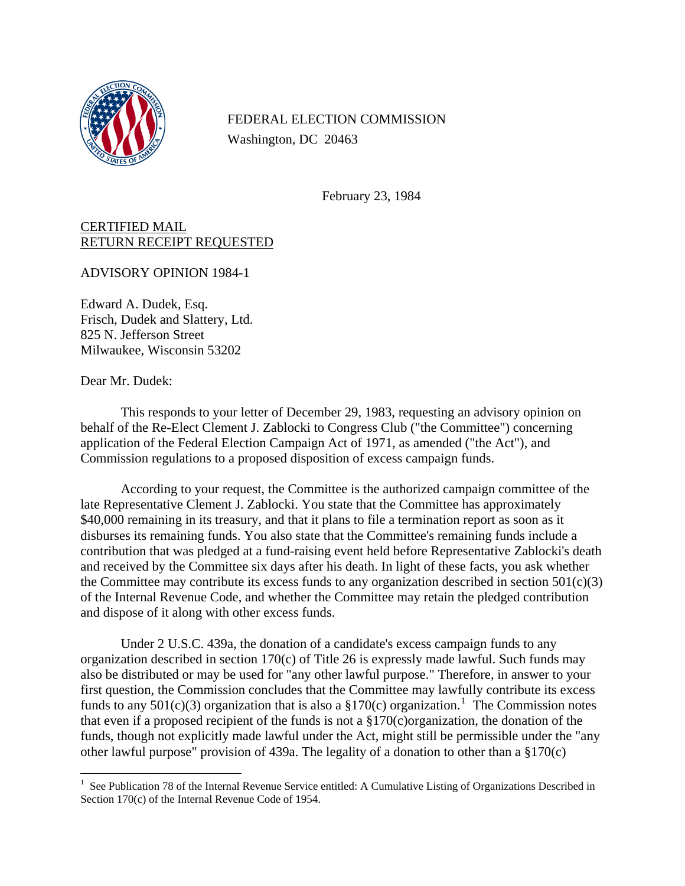FEDERAL ELECTION COMMISSION
Washington, DC 20463

February 23, 1984

<u>CERTIFIED MAIL</u>
<u>RETURN RECEIPT REQUESTED</u>

ADVISORY OPINION 1984-1

Edward A. Dudek, Esq.
Frisch, Dudek and Slattery, Ltd.
825 N. Jefferson Street
Milwaukee, Wisconsin 53202

Dear Mr. Dudek:

This responds to your letter of December 29, 1983, requesting an advisory opinion on behalf of the Re-Elect Clement J. Zablocki to Congress Club ("the Committee") concerning application of the Federal Election Campaign Act of 1971, as amended ("the Act"), and Commission regulations to a proposed disposition of excess campaign funds.

According to your request, the Committee is the authorized campaign committee of the late Representative Clement J. Zablocki. You state that the Committee has approximately $40,000 remaining in its treasury, and that it plans to file a termination report as soon as it disburses its remaining funds. You also state that the Committee's remaining funds include a contribution that was pledged at a fund-raising event held before Representative Zablocki's death and received by the Committee six days after his death. In light of these facts, you ask whether the Committee may contribute its excess funds to any organization described in section 501(c)(3) of the Internal Revenue Code, and whether the Committee may retain the pledged contribution and dispose of it along with other excess funds.

Under 2 U.S.C. 439a, the donation of a candidate's excess campaign funds to any organization described in section 170(c) of Title 26 is expressly made lawful. Such funds may also be distributed or may be used for "any other lawful purpose." Therefore, in answer to your first question, the Commission concludes that the Committee may lawfully contribute its excess funds to any 501(c)(3) organization that is also a §170(c) organization.[1] The Commission notes that even if a proposed recipient of the funds is not a §170(c)organization, the donation of the funds, though not explicitly made lawful under the Act, might still be permissible under the "any other lawful purpose" provision of 439a. The legality of a donation to other than a §170(c)

[1] See Publication 78 of the Internal Revenue Service entitled: A Cumulative Listing of Organizations Described in Section 170(c) of the Internal Revenue Code of 1954.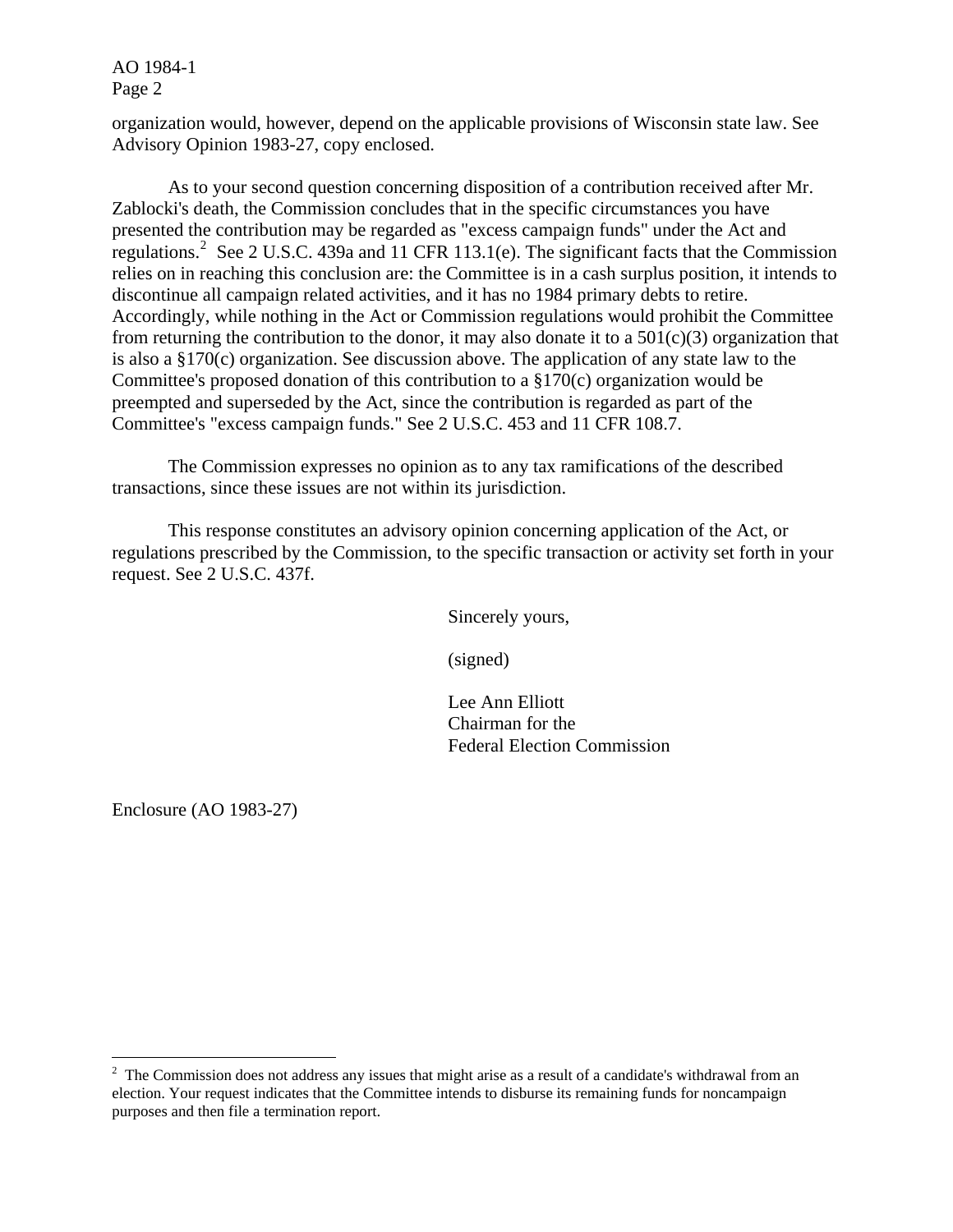organization would, however, depend on the applicable provisions of Wisconsin state law. See Advisory Opinion 1983-27, copy enclosed.

As to your second question concerning disposition of a contribution received after Mr. Zablocki's death, the Commission concludes that in the specific circumstances you have presented the contribution may be regarded as "excess campaign funds" under the Act and regulations.[2] See 2 U.S.C. 439a and 11 CFR 113.1(e). The significant facts that the Commission relies on in reaching this conclusion are: the Committee is in a cash surplus position, it intends to discontinue all campaign related activities, and it has no 1984 primary debts to retire. Accordingly, while nothing in the Act or Commission regulations would prohibit the Committee from returning the contribution to the donor, it may also donate it to a 501(c)(3) organization that is also a §170(c) organization. See discussion above. The application of any state law to the Committee's proposed donation of this contribution to a §170(c) organization would be preempted and superseded by the Act, since the contribution is regarded as part of the Committee's "excess campaign funds." See 2 U.S.C. 453 and 11 CFR 108.7.

The Commission expresses no opinion as to any tax ramifications of the described transactions, since these issues are not within its jurisdiction.

This response constitutes an advisory opinion concerning application of the Act, or regulations prescribed by the Commission, to the specific transaction or activity set forth in your request. See 2 U.S.C. 437f.

Sincerely yours,

(signed)

Lee Ann Elliott
Chairman for the
Federal Election Commission

Enclosure (AO 1983-27)

[2] The Commission does not address any issues that might arise as a result of a candidate's withdrawal from an election. Your request indicates that the Committee intends to disburse its remaining funds for noncampaign purposes and then file a termination report.